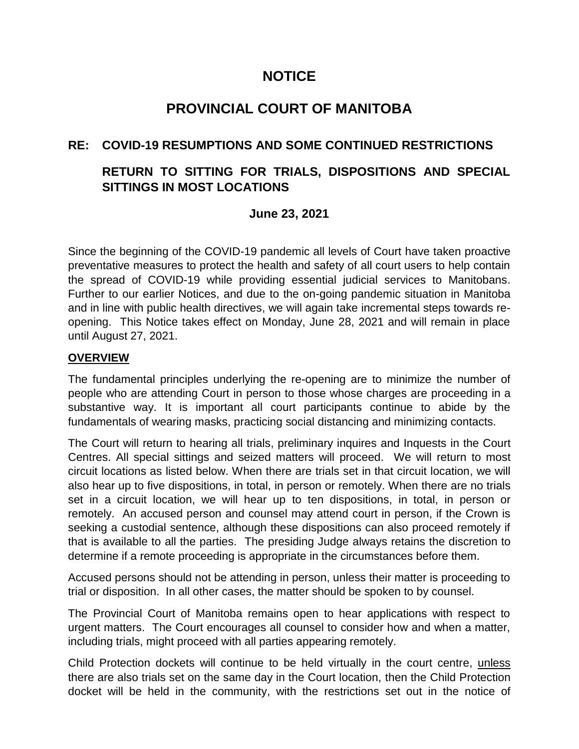# NOTICE

# PROVINCIAL COURT OF MANITOBA

## RE: COVID-19 RESUMPTIONS AND SOME CONTINUED RESTRICTIONS

## RETURN TO SITTING FOR TRIALS, DISPOSITIONS AND SPECIAL SITTINGS IN MOST LOCATIONS

**June 23, 2021**

Since the beginning of the COVID-19 pandemic all levels of Court have taken proactive preventative measures to protect the health and safety of all court users to help contain the spread of COVID-19 while providing essential judicial services to Manitobans. Further to our earlier Notices, and due to the on-going pandemic situation in Manitoba and in line with public health directives, we will again take incremental steps towards re-opening. This Notice takes effect on Monday, June 28, 2021 and will remain in place until August 27, 2021.

**OVERVIEW**

The fundamental principles underlying the re-opening are to minimize the number of people who are attending Court in person to those whose charges are proceeding in a substantive way. It is important all court participants continue to abide by the fundamentals of wearing masks, practicing social distancing and minimizing contacts.

The Court will return to hearing all trials, preliminary inquires and Inquests in the Court Centres. All special sittings and seized matters will proceed. We will return to most circuit locations as listed below. When there are trials set in that circuit location, we will also hear up to five dispositions, in total, in person or remotely. When there are no trials set in a circuit location, we will hear up to ten dispositions, in total, in person or remotely. An accused person and counsel may attend court in person, if the Crown is seeking a custodial sentence, although these dispositions can also proceed remotely if that is available to all the parties. The presiding Judge always retains the discretion to determine if a remote proceeding is appropriate in the circumstances before them.

Accused persons should not be attending in person, unless their matter is proceeding to trial or disposition. In all other cases, the matter should be spoken to by counsel.

The Provincial Court of Manitoba remains open to hear applications with respect to urgent matters. The Court encourages all counsel to consider how and when a matter, including trials, might proceed with all parties appearing remotely.

Child Protection dockets will continue to be held virtually in the court centre, unless there are also trials set on the same day in the Court location, then the Child Protection docket will be held in the community, with the restrictions set out in the notice of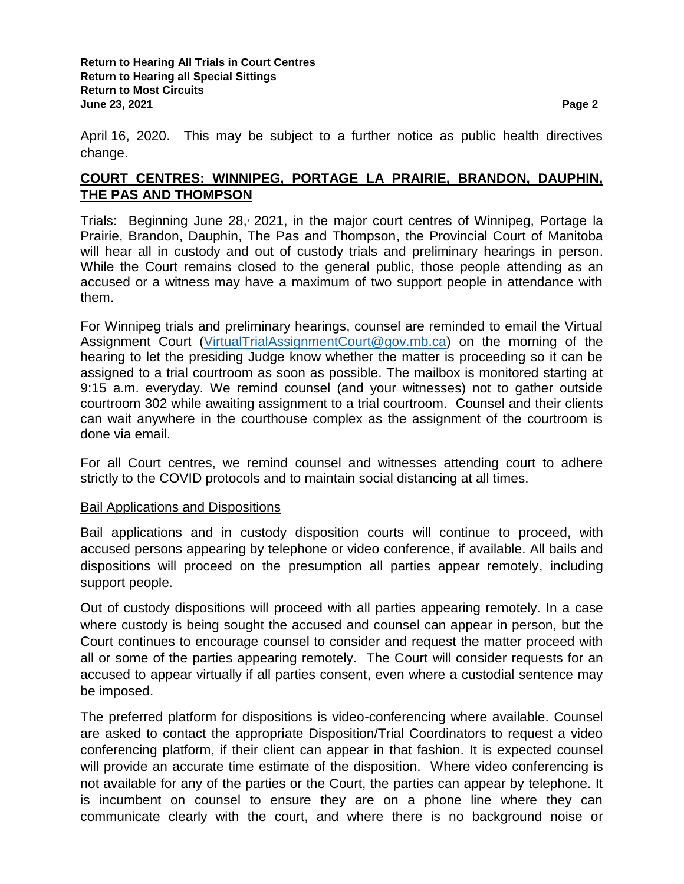April 16, 2020. This may be subject to a further notice as public health directives change.

## COURT CENTRES: WINNIPEG, PORTAGE LA PRAIRIE, BRANDON, DAUPHIN, THE PAS AND THOMPSON

Trials: Beginning June 28, 2021, in the major court centres of Winnipeg, Portage la Prairie, Brandon, Dauphin, The Pas and Thompson, the Provincial Court of Manitoba will hear all in custody and out of custody trials and preliminary hearings in person. While the Court remains closed to the general public, those people attending as an accused or a witness may have a maximum of two support people in attendance with them.

For Winnipeg trials and preliminary hearings, counsel are reminded to email the Virtual Assignment Court (VirtualTrialAssignmentCourt@gov.mb.ca) on the morning of the hearing to let the presiding Judge know whether the matter is proceeding so it can be assigned to a trial courtroom as soon as possible. The mailbox is monitored starting at 9:15 a.m. everyday. We remind counsel (and your witnesses) not to gather outside courtroom 302 while awaiting assignment to a trial courtroom. Counsel and their clients can wait anywhere in the courthouse complex as the assignment of the courtroom is done via email.

For all Court centres, we remind counsel and witnesses attending court to adhere strictly to the COVID protocols and to maintain social distancing at all times.

### Bail Applications and Dispositions

Bail applications and in custody disposition courts will continue to proceed, with accused persons appearing by telephone or video conference, if available. All bails and dispositions will proceed on the presumption all parties appear remotely, including support people.

Out of custody dispositions will proceed with all parties appearing remotely. In a case where custody is being sought the accused and counsel can appear in person, but the Court continues to encourage counsel to consider and request the matter proceed with all or some of the parties appearing remotely. The Court will consider requests for an accused to appear virtually if all parties consent, even where a custodial sentence may be imposed.

The preferred platform for dispositions is video-conferencing where available. Counsel are asked to contact the appropriate Disposition/Trial Coordinators to request a video conferencing platform, if their client can appear in that fashion. It is expected counsel will provide an accurate time estimate of the disposition. Where video conferencing is not available for any of the parties or the Court, the parties can appear by telephone. It is incumbent on counsel to ensure they are on a phone line where they can communicate clearly with the court, and where there is no background noise or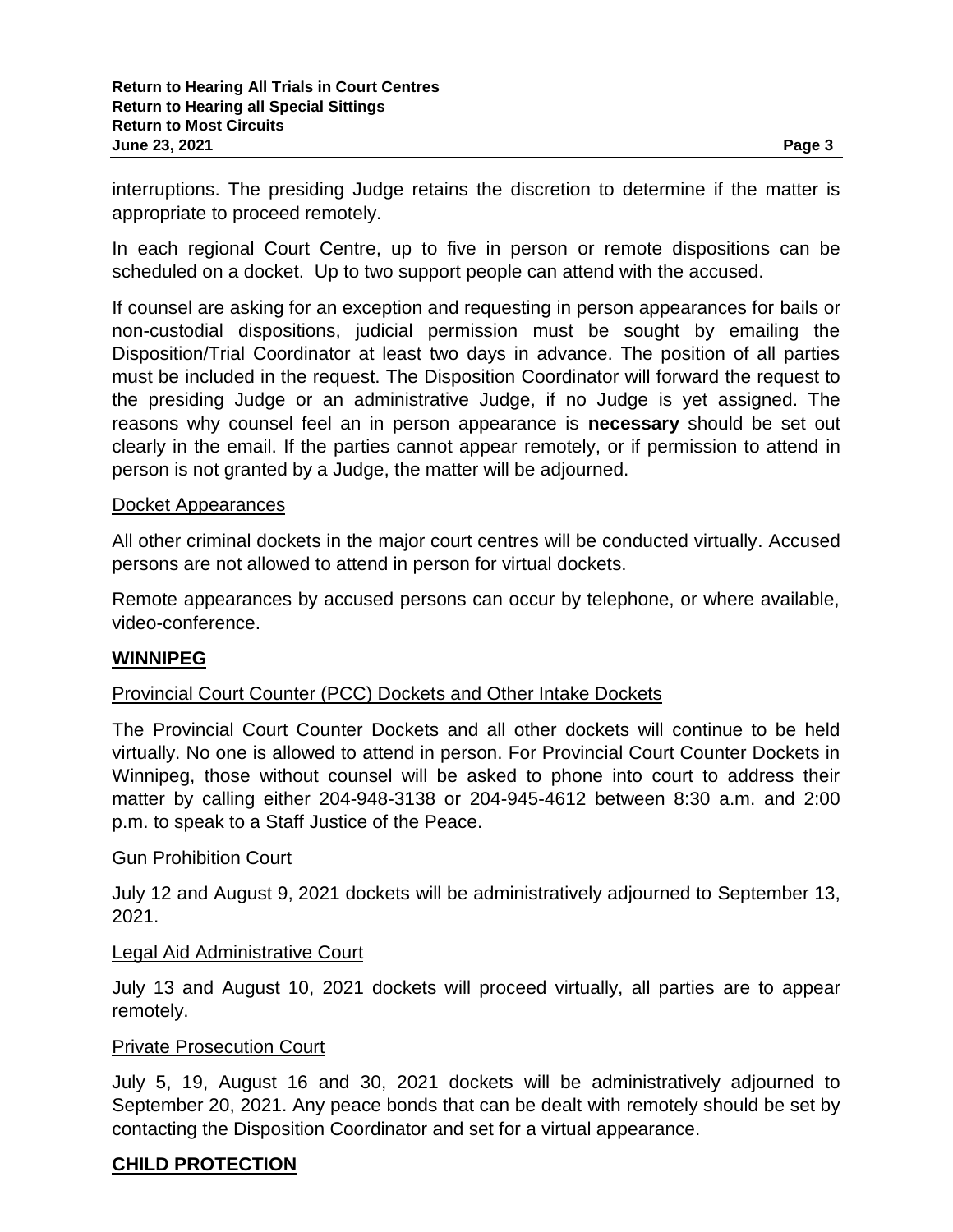interruptions. The presiding Judge retains the discretion to determine if the matter is appropriate to proceed remotely.

In each regional Court Centre, up to five in person or remote dispositions can be scheduled on a docket. Up to two support people can attend with the accused.

If counsel are asking for an exception and requesting in person appearances for bails or non-custodial dispositions, judicial permission must be sought by emailing the Disposition/Trial Coordinator at least two days in advance. The position of all parties must be included in the request. The Disposition Coordinator will forward the request to the presiding Judge or an administrative Judge, if no Judge is yet assigned. The reasons why counsel feel an in person appearance is **necessary** should be set out clearly in the email. If the parties cannot appear remotely, or if permission to attend in person is not granted by a Judge, the matter will be adjourned.

### Docket Appearances

All other criminal dockets in the major court centres will be conducted virtually. Accused persons are not allowed to attend in person for virtual dockets.

Remote appearances by accused persons can occur by telephone, or where available, video-conference.

## WINNIPEG

### Provincial Court Counter (PCC) Dockets and Other Intake Dockets

The Provincial Court Counter Dockets and all other dockets will continue to be held virtually. No one is allowed to attend in person. For Provincial Court Counter Dockets in Winnipeg, those without counsel will be asked to phone into court to address their matter by calling either 204-948-3138 or 204-945-4612 between 8:30 a.m. and 2:00 p.m. to speak to a Staff Justice of the Peace.

### Gun Prohibition Court

July 12 and August 9, 2021 dockets will be administratively adjourned to September 13, 2021.

### Legal Aid Administrative Court

July 13 and August 10, 2021 dockets will proceed virtually, all parties are to appear remotely.

### Private Prosecution Court

July 5, 19, August 16 and 30, 2021 dockets will be administratively adjourned to September 20, 2021. Any peace bonds that can be dealt with remotely should be set by contacting the Disposition Coordinator and set for a virtual appearance.

## CHILD PROTECTION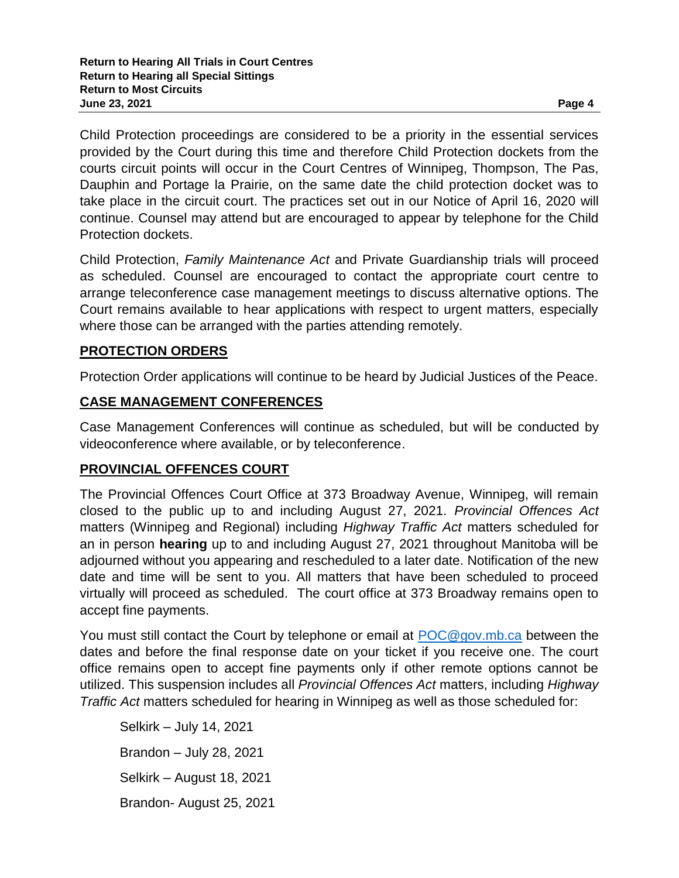Child Protection proceedings are considered to be a priority in the essential services provided by the Court during this time and therefore Child Protection dockets from the courts circuit points will occur in the Court Centres of Winnipeg, Thompson, The Pas, Dauphin and Portage la Prairie, on the same date the child protection docket was to take place in the circuit court. The practices set out in our Notice of April 16, 2020 will continue. Counsel may attend but are encouraged to appear by telephone for the Child Protection dockets.

Child Protection, *Family Maintenance Act* and Private Guardianship trials will proceed as scheduled. Counsel are encouraged to contact the appropriate court centre to arrange teleconference case management meetings to discuss alternative options. The Court remains available to hear applications with respect to urgent matters, especially where those can be arranged with the parties attending remotely.

## PROTECTION ORDERS

Protection Order applications will continue to be heard by Judicial Justices of the Peace.

## CASE MANAGEMENT CONFERENCES

Case Management Conferences will continue as scheduled, but will be conducted by videoconference where available, or by teleconference.

## PROVINCIAL OFFENCES COURT

The Provincial Offences Court Office at 373 Broadway Avenue, Winnipeg, will remain closed to the public up to and including August 27, 2021. *Provincial Offences Act* matters (Winnipeg and Regional) including *Highway Traffic Act* matters scheduled for an in person **hearing** up to and including August 27, 2021 throughout Manitoba will be adjourned without you appearing and rescheduled to a later date. Notification of the new date and time will be sent to you. All matters that have been scheduled to proceed virtually will proceed as scheduled. The court office at 373 Broadway remains open to accept fine payments.

You must still contact the Court by telephone or email at POC@gov.mb.ca between the dates and before the final response date on your ticket if you receive one. The court office remains open to accept fine payments only if other remote options cannot be utilized. This suspension includes all *Provincial Offences Act* matters, including *Highway Traffic Act* matters scheduled for hearing in Winnipeg as well as those scheduled for:

Selkirk – July 14, 2021

Brandon – July 28, 2021

Selkirk – August 18, 2021

Brandon- August 25, 2021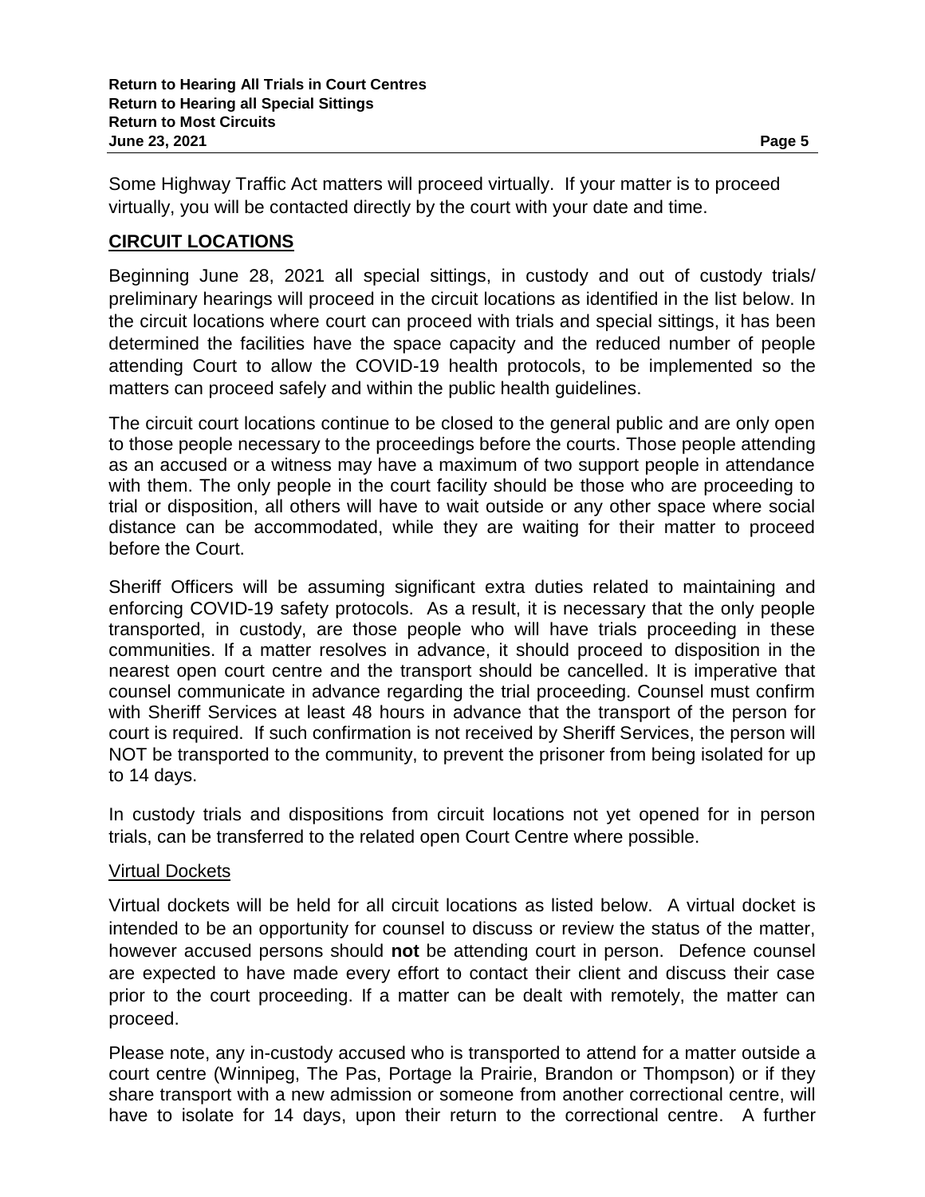Some Highway Traffic Act matters will proceed virtually. If your matter is to proceed virtually, you will be contacted directly by the court with your date and time.

## CIRCUIT LOCATIONS

Beginning June 28, 2021 all special sittings, in custody and out of custody trials/ preliminary hearings will proceed in the circuit locations as identified in the list below. In the circuit locations where court can proceed with trials and special sittings, it has been determined the facilities have the space capacity and the reduced number of people attending Court to allow the COVID-19 health protocols, to be implemented so the matters can proceed safely and within the public health guidelines.

The circuit court locations continue to be closed to the general public and are only open to those people necessary to the proceedings before the courts. Those people attending as an accused or a witness may have a maximum of two support people in attendance with them. The only people in the court facility should be those who are proceeding to trial or disposition, all others will have to wait outside or any other space where social distance can be accommodated, while they are waiting for their matter to proceed before the Court.

Sheriff Officers will be assuming significant extra duties related to maintaining and enforcing COVID-19 safety protocols. As a result, it is necessary that the only people transported, in custody, are those people who will have trials proceeding in these communities. If a matter resolves in advance, it should proceed to disposition in the nearest open court centre and the transport should be cancelled. It is imperative that counsel communicate in advance regarding the trial proceeding. Counsel must confirm with Sheriff Services at least 48 hours in advance that the transport of the person for court is required. If such confirmation is not received by Sheriff Services, the person will NOT be transported to the community, to prevent the prisoner from being isolated for up to 14 days.

In custody trials and dispositions from circuit locations not yet opened for in person trials, can be transferred to the related open Court Centre where possible.

### Virtual Dockets

Virtual dockets will be held for all circuit locations as listed below. A virtual docket is intended to be an opportunity for counsel to discuss or review the status of the matter, however accused persons should **not** be attending court in person. Defence counsel are expected to have made every effort to contact their client and discuss their case prior to the court proceeding. If a matter can be dealt with remotely, the matter can proceed.

Please note, any in-custody accused who is transported to attend for a matter outside a court centre (Winnipeg, The Pas, Portage la Prairie, Brandon or Thompson) or if they share transport with a new admission or someone from another correctional centre, will have to isolate for 14 days, upon their return to the correctional centre. A further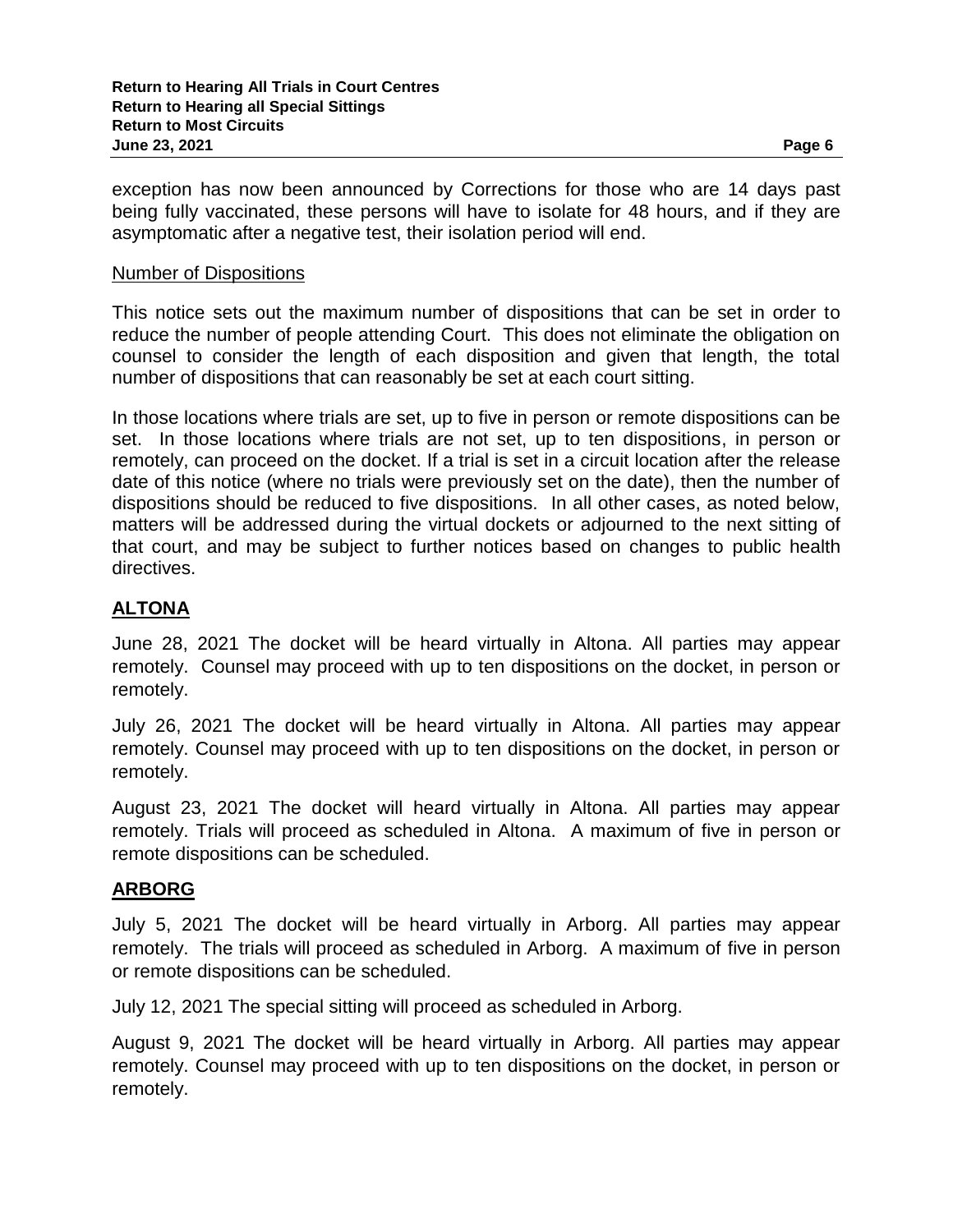exception has now been announced by Corrections for those who are 14 days past being fully vaccinated, these persons will have to isolate for 48 hours, and if they are asymptomatic after a negative test, their isolation period will end.

Number of Dispositions

This notice sets out the maximum number of dispositions that can be set in order to reduce the number of people attending Court. This does not eliminate the obligation on counsel to consider the length of each disposition and given that length, the total number of dispositions that can reasonably be set at each court sitting.

In those locations where trials are set, up to five in person or remote dispositions can be set. In those locations where trials are not set, up to ten dispositions, in person or remotely, can proceed on the docket. If a trial is set in a circuit location after the release date of this notice (where no trials were previously set on the date), then the number of dispositions should be reduced to five dispositions. In all other cases, as noted below, matters will be addressed during the virtual dockets or adjourned to the next sitting of that court, and may be subject to further notices based on changes to public health directives.

## ALTONA

June 28, 2021 The docket will be heard virtually in Altona. All parties may appear remotely. Counsel may proceed with up to ten dispositions on the docket, in person or remotely.

July 26, 2021 The docket will be heard virtually in Altona. All parties may appear remotely. Counsel may proceed with up to ten dispositions on the docket, in person or remotely.

August 23, 2021 The docket will heard virtually in Altona. All parties may appear remotely. Trials will proceed as scheduled in Altona. A maximum of five in person or remote dispositions can be scheduled.

## ARBORG

July 5, 2021 The docket will be heard virtually in Arborg. All parties may appear remotely. The trials will proceed as scheduled in Arborg. A maximum of five in person or remote dispositions can be scheduled.

July 12, 2021 The special sitting will proceed as scheduled in Arborg.

August 9, 2021 The docket will be heard virtually in Arborg. All parties may appear remotely. Counsel may proceed with up to ten dispositions on the docket, in person or remotely.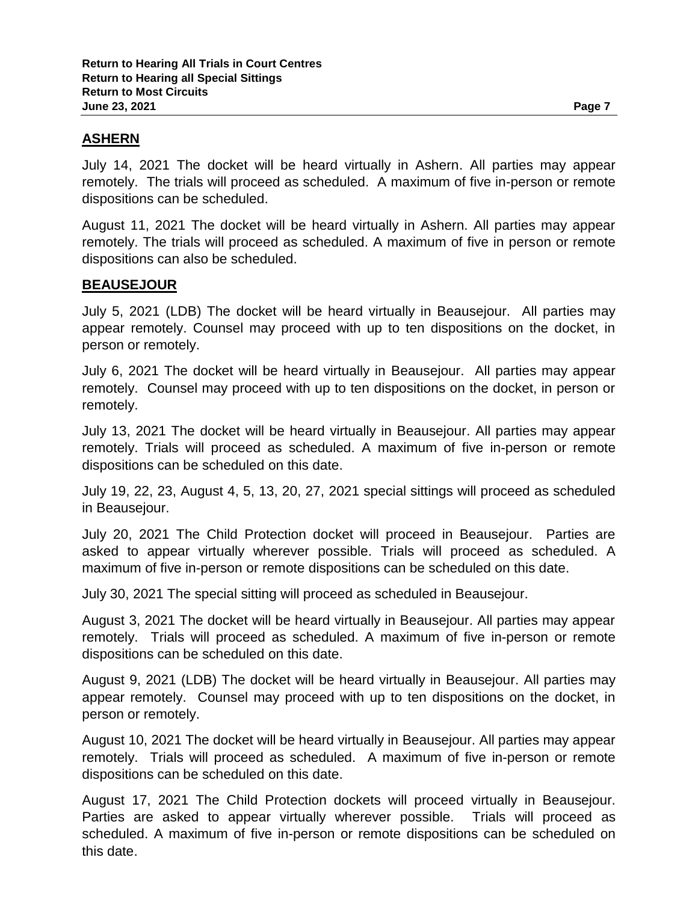## ASHERN

July 14, 2021 The docket will be heard virtually in Ashern. All parties may appear remotely. The trials will proceed as scheduled. A maximum of five in-person or remote dispositions can be scheduled.

August 11, 2021 The docket will be heard virtually in Ashern. All parties may appear remotely. The trials will proceed as scheduled. A maximum of five in person or remote dispositions can also be scheduled.

## BEAUSEJOUR

July 5, 2021 (LDB) The docket will be heard virtually in Beausejour. All parties may appear remotely. Counsel may proceed with up to ten dispositions on the docket, in person or remotely.

July 6, 2021 The docket will be heard virtually in Beausejour. All parties may appear remotely. Counsel may proceed with up to ten dispositions on the docket, in person or remotely.

July 13, 2021 The docket will be heard virtually in Beausejour. All parties may appear remotely. Trials will proceed as scheduled. A maximum of five in-person or remote dispositions can be scheduled on this date.

July 19, 22, 23, August 4, 5, 13, 20, 27, 2021 special sittings will proceed as scheduled in Beausejour.

July 20, 2021 The Child Protection docket will proceed in Beausejour. Parties are asked to appear virtually wherever possible. Trials will proceed as scheduled. A maximum of five in-person or remote dispositions can be scheduled on this date.

July 30, 2021 The special sitting will proceed as scheduled in Beausejour.

August 3, 2021 The docket will be heard virtually in Beausejour. All parties may appear remotely. Trials will proceed as scheduled. A maximum of five in-person or remote dispositions can be scheduled on this date.

August 9, 2021 (LDB) The docket will be heard virtually in Beausejour. All parties may appear remotely. Counsel may proceed with up to ten dispositions on the docket, in person or remotely.

August 10, 2021 The docket will be heard virtually in Beausejour. All parties may appear remotely. Trials will proceed as scheduled. A maximum of five in-person or remote dispositions can be scheduled on this date.

August 17, 2021 The Child Protection dockets will proceed virtually in Beausejour. Parties are asked to appear virtually wherever possible. Trials will proceed as scheduled. A maximum of five in-person or remote dispositions can be scheduled on this date.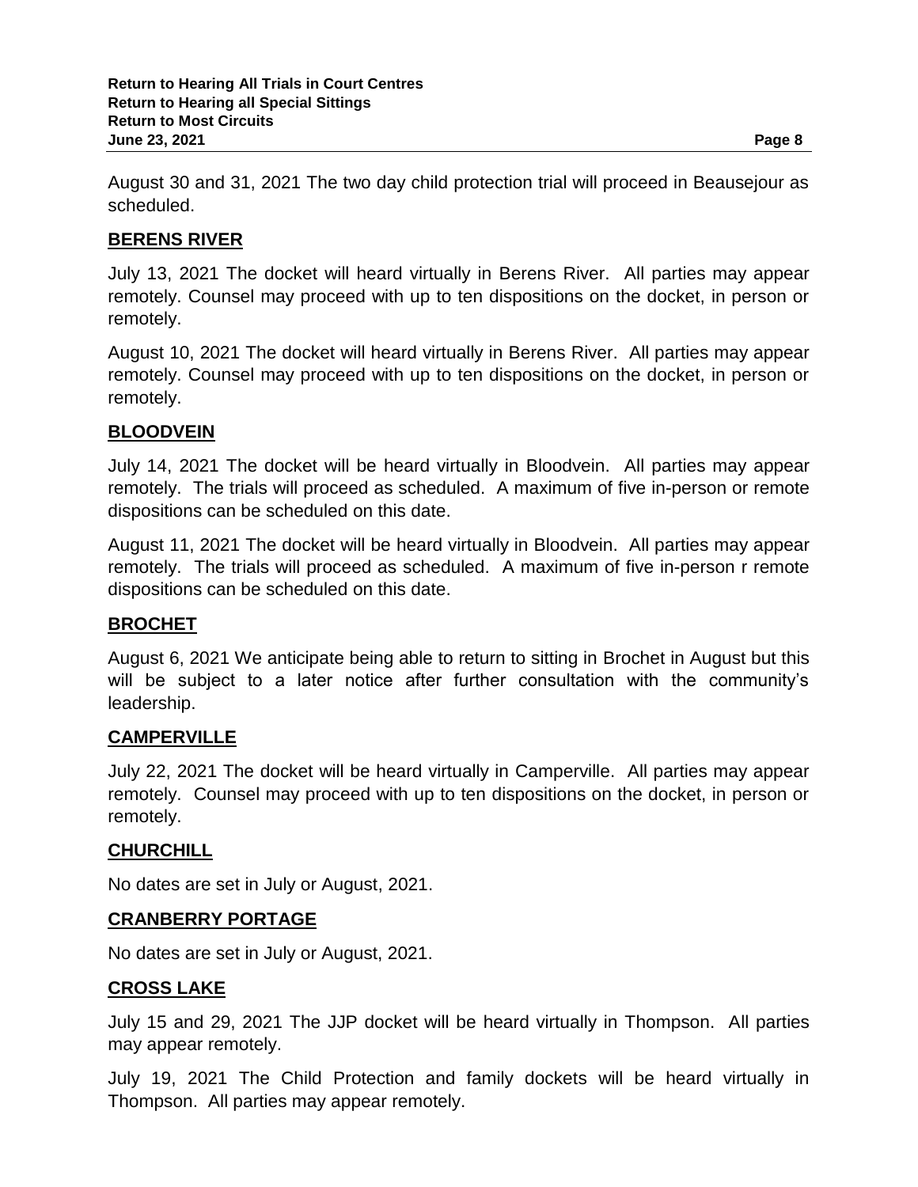August 30 and 31, 2021 The two day child protection trial will proceed in Beausejour as scheduled.

## BERENS RIVER

July 13, 2021 The docket will heard virtually in Berens River. All parties may appear remotely. Counsel may proceed with up to ten dispositions on the docket, in person or remotely.

August 10, 2021 The docket will heard virtually in Berens River. All parties may appear remotely. Counsel may proceed with up to ten dispositions on the docket, in person or remotely.

## BLOODVEIN

July 14, 2021 The docket will be heard virtually in Bloodvein. All parties may appear remotely. The trials will proceed as scheduled. A maximum of five in-person or remote dispositions can be scheduled on this date.

August 11, 2021 The docket will be heard virtually in Bloodvein. All parties may appear remotely. The trials will proceed as scheduled. A maximum of five in-person r remote dispositions can be scheduled on this date.

## BROCHET

August 6, 2021 We anticipate being able to return to sitting in Brochet in August but this will be subject to a later notice after further consultation with the community's leadership.

## CAMPERVILLE

July 22, 2021 The docket will be heard virtually in Camperville. All parties may appear remotely. Counsel may proceed with up to ten dispositions on the docket, in person or remotely.

## CHURCHILL

No dates are set in July or August, 2021.

## CRANBERRY PORTAGE

No dates are set in July or August, 2021.

## CROSS LAKE

July 15 and 29, 2021 The JJP docket will be heard virtually in Thompson. All parties may appear remotely.

July 19, 2021 The Child Protection and family dockets will be heard virtually in Thompson. All parties may appear remotely.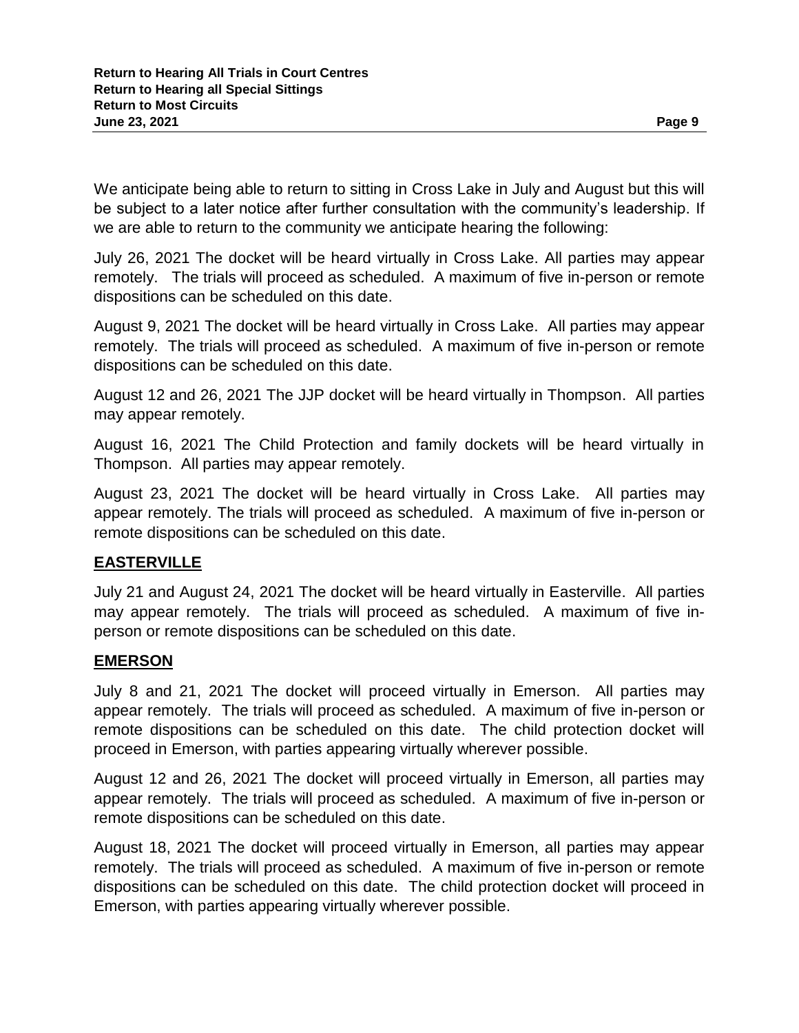We anticipate being able to return to sitting in Cross Lake in July and August but this will be subject to a later notice after further consultation with the community's leadership. If we are able to return to the community we anticipate hearing the following:

July 26, 2021 The docket will be heard virtually in Cross Lake. All parties may appear remotely. The trials will proceed as scheduled. A maximum of five in-person or remote dispositions can be scheduled on this date.

August 9, 2021 The docket will be heard virtually in Cross Lake. All parties may appear remotely. The trials will proceed as scheduled. A maximum of five in-person or remote dispositions can be scheduled on this date.

August 12 and 26, 2021 The JJP docket will be heard virtually in Thompson. All parties may appear remotely.

August 16, 2021 The Child Protection and family dockets will be heard virtually in Thompson. All parties may appear remotely.

August 23, 2021 The docket will be heard virtually in Cross Lake. All parties may appear remotely. The trials will proceed as scheduled. A maximum of five in-person or remote dispositions can be scheduled on this date.

## EASTERVILLE

July 21 and August 24, 2021 The docket will be heard virtually in Easterville. All parties may appear remotely. The trials will proceed as scheduled. A maximum of five in-person or remote dispositions can be scheduled on this date.

## EMERSON

July 8 and 21, 2021 The docket will proceed virtually in Emerson. All parties may appear remotely. The trials will proceed as scheduled. A maximum of five in-person or remote dispositions can be scheduled on this date. The child protection docket will proceed in Emerson, with parties appearing virtually wherever possible.

August 12 and 26, 2021 The docket will proceed virtually in Emerson, all parties may appear remotely. The trials will proceed as scheduled. A maximum of five in-person or remote dispositions can be scheduled on this date.

August 18, 2021 The docket will proceed virtually in Emerson, all parties may appear remotely. The trials will proceed as scheduled. A maximum of five in-person or remote dispositions can be scheduled on this date. The child protection docket will proceed in Emerson, with parties appearing virtually wherever possible.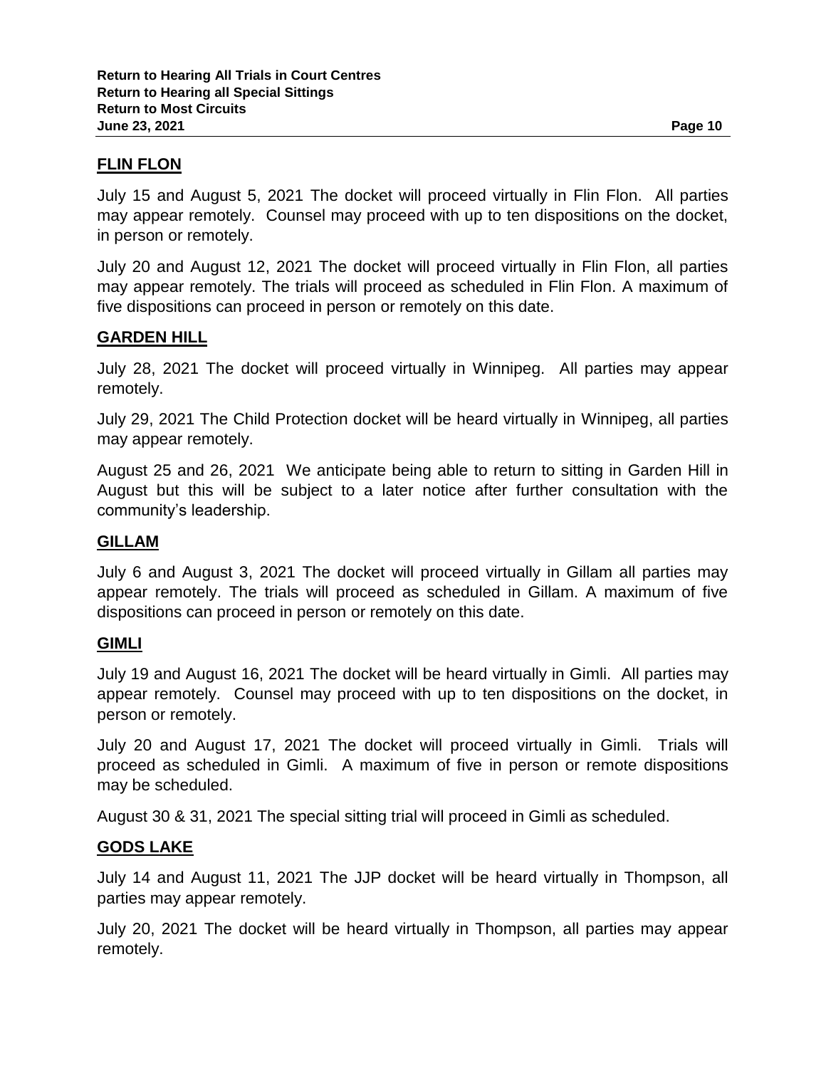## FLIN FLON

July 15 and August 5, 2021 The docket will proceed virtually in Flin Flon. All parties may appear remotely. Counsel may proceed with up to ten dispositions on the docket, in person or remotely.

July 20 and August 12, 2021 The docket will proceed virtually in Flin Flon, all parties may appear remotely. The trials will proceed as scheduled in Flin Flon. A maximum of five dispositions can proceed in person or remotely on this date.

## GARDEN HILL

July 28, 2021 The docket will proceed virtually in Winnipeg. All parties may appear remotely.

July 29, 2021 The Child Protection docket will be heard virtually in Winnipeg, all parties may appear remotely.

August 25 and 26, 2021 We anticipate being able to return to sitting in Garden Hill in August but this will be subject to a later notice after further consultation with the community's leadership.

## GILLAM

July 6 and August 3, 2021 The docket will proceed virtually in Gillam all parties may appear remotely. The trials will proceed as scheduled in Gillam. A maximum of five dispositions can proceed in person or remotely on this date.

## GIMLI

July 19 and August 16, 2021 The docket will be heard virtually in Gimli. All parties may appear remotely. Counsel may proceed with up to ten dispositions on the docket, in person or remotely.

July 20 and August 17, 2021 The docket will proceed virtually in Gimli. Trials will proceed as scheduled in Gimli. A maximum of five in person or remote dispositions may be scheduled.

August 30 & 31, 2021 The special sitting trial will proceed in Gimli as scheduled.

## GODS LAKE

July 14 and August 11, 2021 The JJP docket will be heard virtually in Thompson, all parties may appear remotely.

July 20, 2021 The docket will be heard virtually in Thompson, all parties may appear remotely.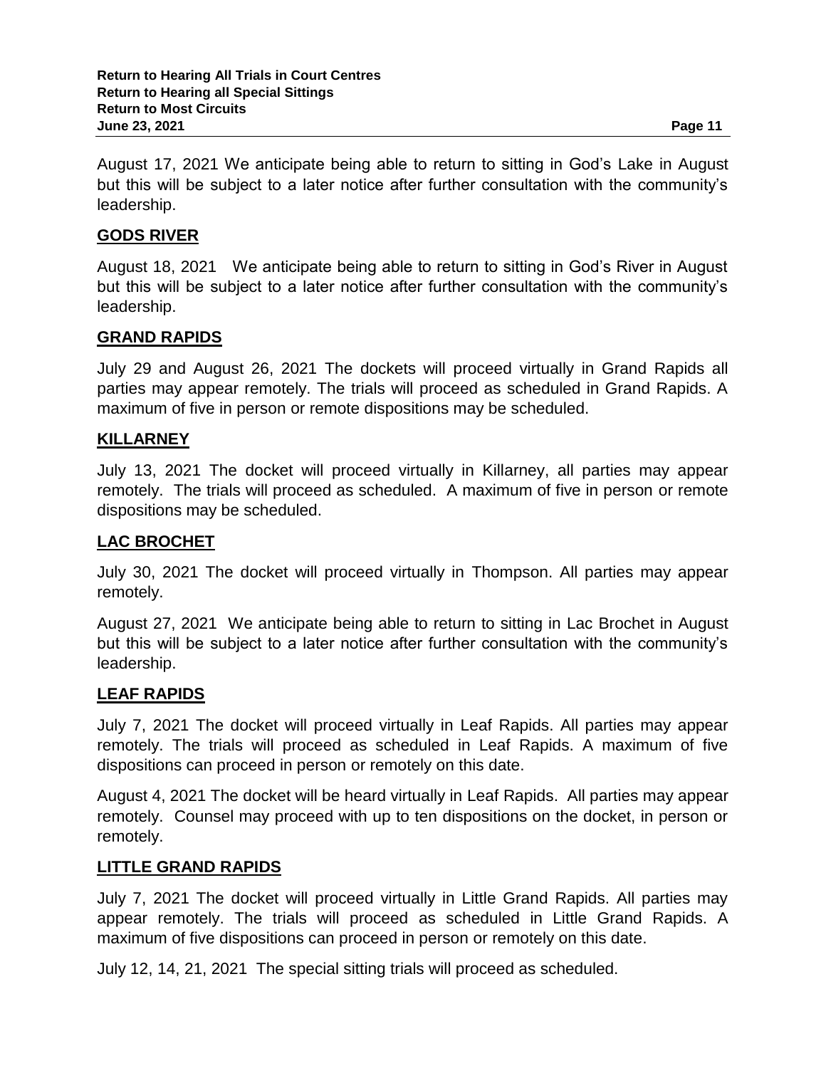August 17, 2021 We anticipate being able to return to sitting in God's Lake in August but this will be subject to a later notice after further consultation with the community's leadership.

## GODS RIVER

August 18, 2021 We anticipate being able to return to sitting in God's River in August but this will be subject to a later notice after further consultation with the community's leadership.

## GRAND RAPIDS

July 29 and August 26, 2021 The dockets will proceed virtually in Grand Rapids all parties may appear remotely. The trials will proceed as scheduled in Grand Rapids. A maximum of five in person or remote dispositions may be scheduled.

## KILLARNEY

July 13, 2021 The docket will proceed virtually in Killarney, all parties may appear remotely. The trials will proceed as scheduled. A maximum of five in person or remote dispositions may be scheduled.

## LAC BROCHET

July 30, 2021 The docket will proceed virtually in Thompson. All parties may appear remotely.

August 27, 2021 We anticipate being able to return to sitting in Lac Brochet in August but this will be subject to a later notice after further consultation with the community's leadership.

## LEAF RAPIDS

July 7, 2021 The docket will proceed virtually in Leaf Rapids. All parties may appear remotely. The trials will proceed as scheduled in Leaf Rapids. A maximum of five dispositions can proceed in person or remotely on this date.

August 4, 2021 The docket will be heard virtually in Leaf Rapids. All parties may appear remotely. Counsel may proceed with up to ten dispositions on the docket, in person or remotely.

## LITTLE GRAND RAPIDS

July 7, 2021 The docket will proceed virtually in Little Grand Rapids. All parties may appear remotely. The trials will proceed as scheduled in Little Grand Rapids. A maximum of five dispositions can proceed in person or remotely on this date.

July 12, 14, 21, 2021 The special sitting trials will proceed as scheduled.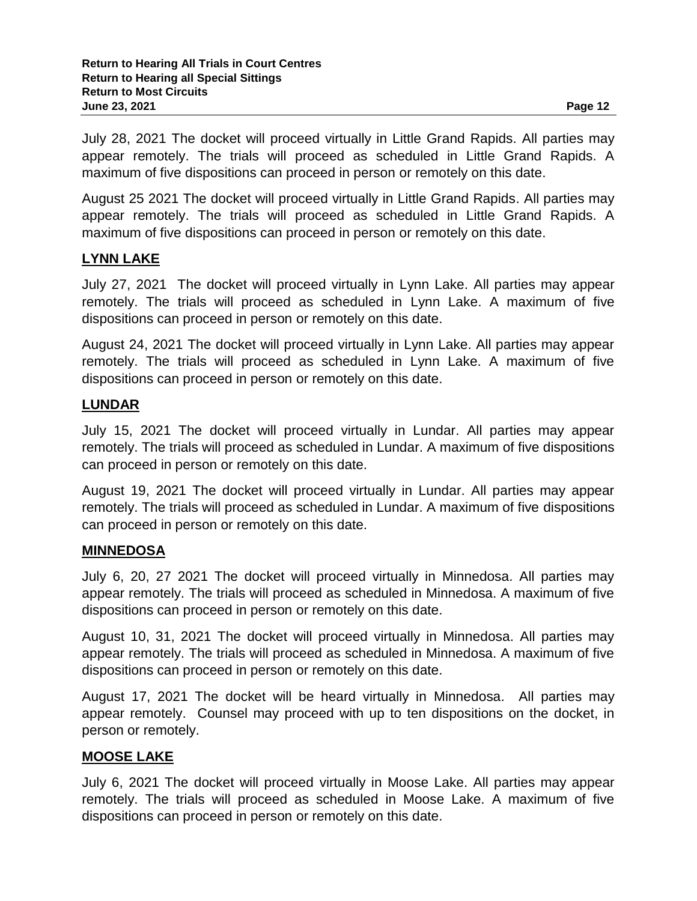July 28, 2021 The docket will proceed virtually in Little Grand Rapids. All parties may appear remotely. The trials will proceed as scheduled in Little Grand Rapids. A maximum of five dispositions can proceed in person or remotely on this date.

August 25 2021 The docket will proceed virtually in Little Grand Rapids. All parties may appear remotely. The trials will proceed as scheduled in Little Grand Rapids. A maximum of five dispositions can proceed in person or remotely on this date.

**LYNN LAKE**

July 27, 2021 The docket will proceed virtually in Lynn Lake. All parties may appear remotely. The trials will proceed as scheduled in Lynn Lake. A maximum of five dispositions can proceed in person or remotely on this date.

August 24, 2021 The docket will proceed virtually in Lynn Lake. All parties may appear remotely. The trials will proceed as scheduled in Lynn Lake. A maximum of five dispositions can proceed in person or remotely on this date.

**LUNDAR**

July 15, 2021 The docket will proceed virtually in Lundar. All parties may appear remotely. The trials will proceed as scheduled in Lundar. A maximum of five dispositions can proceed in person or remotely on this date.

August 19, 2021 The docket will proceed virtually in Lundar. All parties may appear remotely. The trials will proceed as scheduled in Lundar. A maximum of five dispositions can proceed in person or remotely on this date.

**MINNEDOSA**

July 6, 20, 27 2021 The docket will proceed virtually in Minnedosa. All parties may appear remotely. The trials will proceed as scheduled in Minnedosa. A maximum of five dispositions can proceed in person or remotely on this date.

August 10, 31, 2021 The docket will proceed virtually in Minnedosa. All parties may appear remotely. The trials will proceed as scheduled in Minnedosa. A maximum of five dispositions can proceed in person or remotely on this date.

August 17, 2021 The docket will be heard virtually in Minnedosa. All parties may appear remotely. Counsel may proceed with up to ten dispositions on the docket, in person or remotely.

**MOOSE LAKE**

July 6, 2021 The docket will proceed virtually in Moose Lake. All parties may appear remotely. The trials will proceed as scheduled in Moose Lake. A maximum of five dispositions can proceed in person or remotely on this date.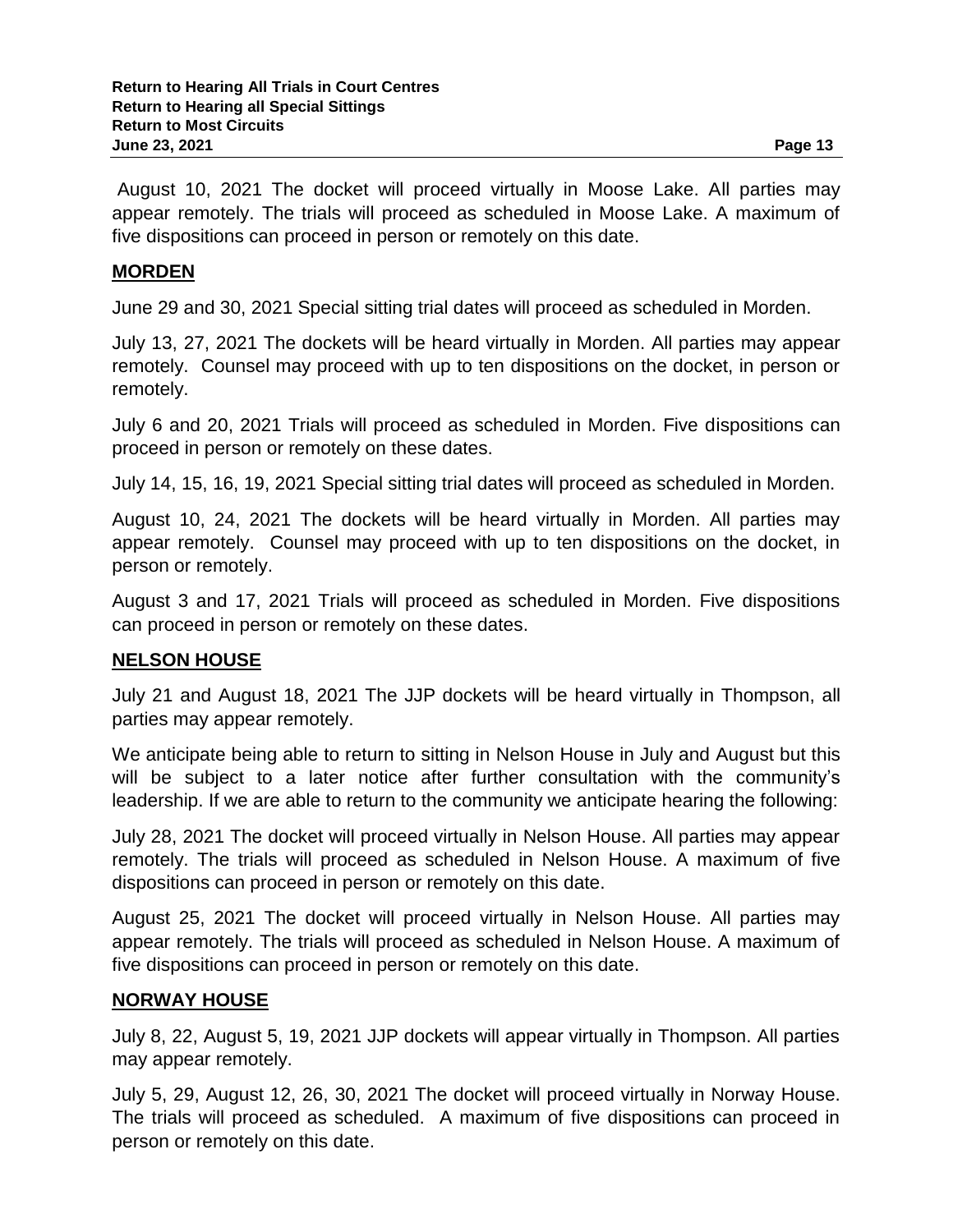August 10, 2021 The docket will proceed virtually in Moose Lake. All parties may appear remotely. The trials will proceed as scheduled in Moose Lake. A maximum of five dispositions can proceed in person or remotely on this date.

## MORDEN

June 29 and 30, 2021 Special sitting trial dates will proceed as scheduled in Morden.

July 13, 27, 2021 The dockets will be heard virtually in Morden. All parties may appear remotely. Counsel may proceed with up to ten dispositions on the docket, in person or remotely.

July 6 and 20, 2021 Trials will proceed as scheduled in Morden. Five dispositions can proceed in person or remotely on these dates.

July 14, 15, 16, 19, 2021 Special sitting trial dates will proceed as scheduled in Morden.

August 10, 24, 2021 The dockets will be heard virtually in Morden. All parties may appear remotely. Counsel may proceed with up to ten dispositions on the docket, in person or remotely.

August 3 and 17, 2021 Trials will proceed as scheduled in Morden. Five dispositions can proceed in person or remotely on these dates.

## NELSON HOUSE

July 21 and August 18, 2021 The JJP dockets will be heard virtually in Thompson, all parties may appear remotely.

We anticipate being able to return to sitting in Nelson House in July and August but this will be subject to a later notice after further consultation with the community's leadership. If we are able to return to the community we anticipate hearing the following:

July 28, 2021 The docket will proceed virtually in Nelson House. All parties may appear remotely. The trials will proceed as scheduled in Nelson House. A maximum of five dispositions can proceed in person or remotely on this date.

August 25, 2021 The docket will proceed virtually in Nelson House. All parties may appear remotely. The trials will proceed as scheduled in Nelson House. A maximum of five dispositions can proceed in person or remotely on this date.

## NORWAY HOUSE

July 8, 22, August 5, 19, 2021 JJP dockets will appear virtually in Thompson. All parties may appear remotely.

July 5, 29, August 12, 26, 30, 2021 The docket will proceed virtually in Norway House. The trials will proceed as scheduled. A maximum of five dispositions can proceed in person or remotely on this date.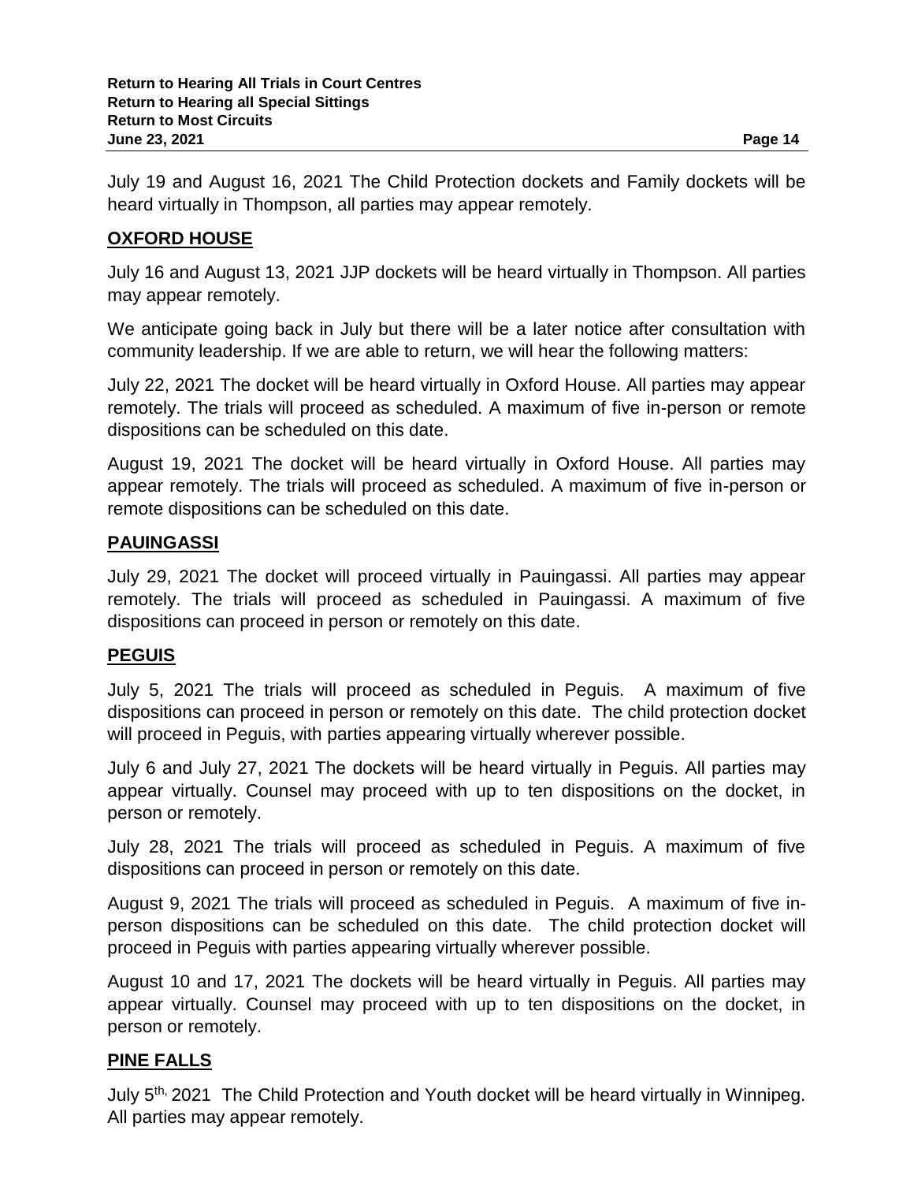July 19 and August 16, 2021 The Child Protection dockets and Family dockets will be heard virtually in Thompson, all parties may appear remotely.

## OXFORD HOUSE

July 16 and August 13, 2021 JJP dockets will be heard virtually in Thompson. All parties may appear remotely.

We anticipate going back in July but there will be a later notice after consultation with community leadership. If we are able to return, we will hear the following matters:

July 22, 2021 The docket will be heard virtually in Oxford House. All parties may appear remotely. The trials will proceed as scheduled. A maximum of five in-person or remote dispositions can be scheduled on this date.

August 19, 2021 The docket will be heard virtually in Oxford House. All parties may appear remotely. The trials will proceed as scheduled. A maximum of five in-person or remote dispositions can be scheduled on this date.

## PAUINGASSI

July 29, 2021 The docket will proceed virtually in Pauingassi. All parties may appear remotely. The trials will proceed as scheduled in Pauingassi. A maximum of five dispositions can proceed in person or remotely on this date.

## PEGUIS

July 5, 2021 The trials will proceed as scheduled in Peguis. A maximum of five dispositions can proceed in person or remotely on this date. The child protection docket will proceed in Peguis, with parties appearing virtually wherever possible.

July 6 and July 27, 2021 The dockets will be heard virtually in Peguis. All parties may appear virtually. Counsel may proceed with up to ten dispositions on the docket, in person or remotely.

July 28, 2021 The trials will proceed as scheduled in Peguis. A maximum of five dispositions can proceed in person or remotely on this date.

August 9, 2021 The trials will proceed as scheduled in Peguis. A maximum of five in-person dispositions can be scheduled on this date. The child protection docket will proceed in Peguis with parties appearing virtually wherever possible.

August 10 and 17, 2021 The dockets will be heard virtually in Peguis. All parties may appear virtually. Counsel may proceed with up to ten dispositions on the docket, in person or remotely.

## PINE FALLS

July 5th, 2021 The Child Protection and Youth docket will be heard virtually in Winnipeg. All parties may appear remotely.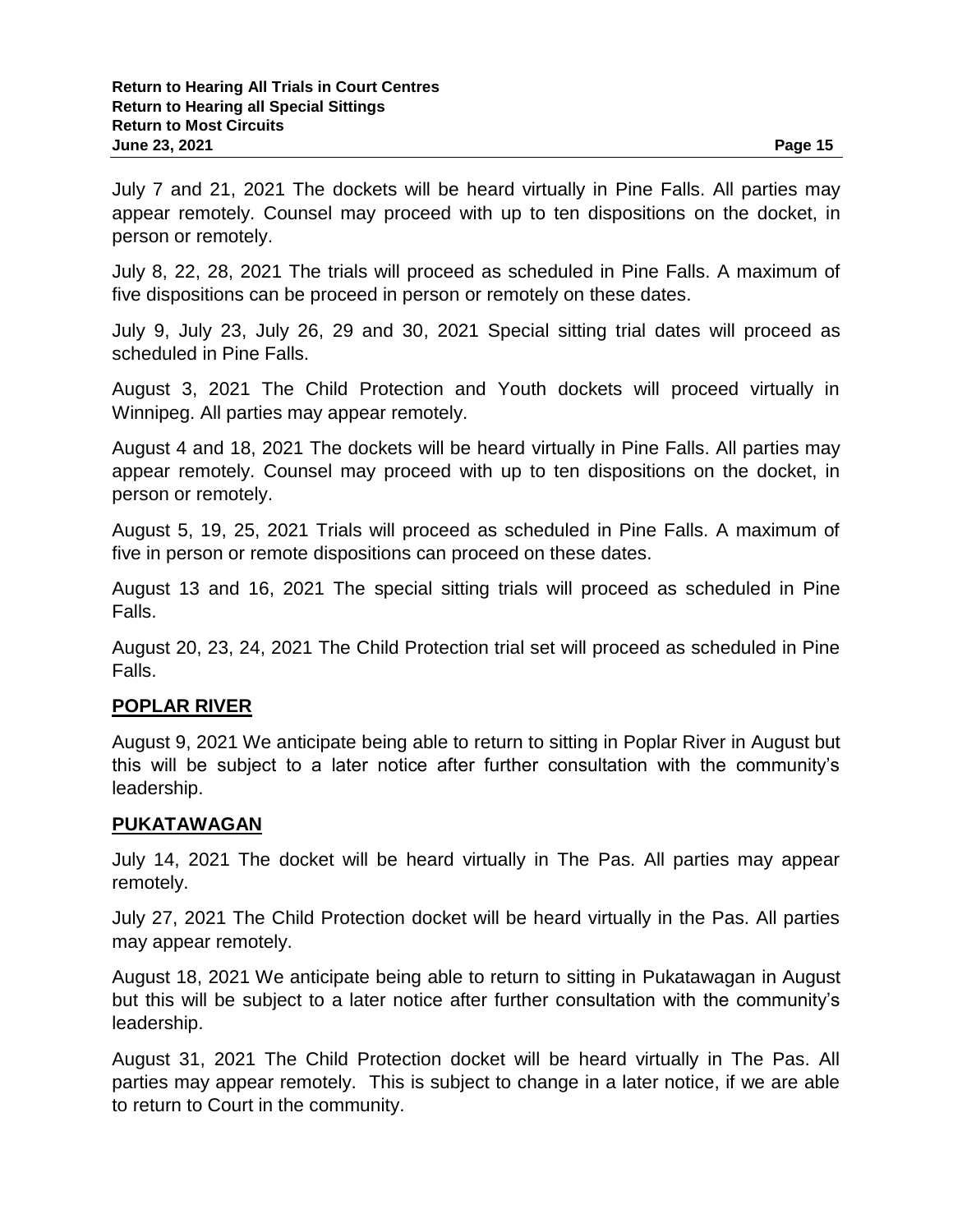July 7 and 21, 2021 The dockets will be heard virtually in Pine Falls. All parties may appear remotely. Counsel may proceed with up to ten dispositions on the docket, in person or remotely.

July 8, 22, 28, 2021 The trials will proceed as scheduled in Pine Falls. A maximum of five dispositions can be proceed in person or remotely on these dates.

July 9, July 23, July 26, 29 and 30, 2021 Special sitting trial dates will proceed as scheduled in Pine Falls.

August 3, 2021 The Child Protection and Youth dockets will proceed virtually in Winnipeg. All parties may appear remotely.

August 4 and 18, 2021 The dockets will be heard virtually in Pine Falls. All parties may appear remotely. Counsel may proceed with up to ten dispositions on the docket, in person or remotely.

August 5, 19, 25, 2021 Trials will proceed as scheduled in Pine Falls. A maximum of five in person or remote dispositions can proceed on these dates.

August 13 and 16, 2021 The special sitting trials will proceed as scheduled in Pine Falls.

August 20, 23, 24, 2021 The Child Protection trial set will proceed as scheduled in Pine Falls.

## POPLAR RIVER

August 9, 2021 We anticipate being able to return to sitting in Poplar River in August but this will be subject to a later notice after further consultation with the community's leadership.

## PUKATAWAGAN

July 14, 2021 The docket will be heard virtually in The Pas. All parties may appear remotely.

July 27, 2021 The Child Protection docket will be heard virtually in the Pas. All parties may appear remotely.

August 18, 2021 We anticipate being able to return to sitting in Pukatawagan in August but this will be subject to a later notice after further consultation with the community's leadership.

August 31, 2021 The Child Protection docket will be heard virtually in The Pas. All parties may appear remotely. This is subject to change in a later notice, if we are able to return to Court in the community.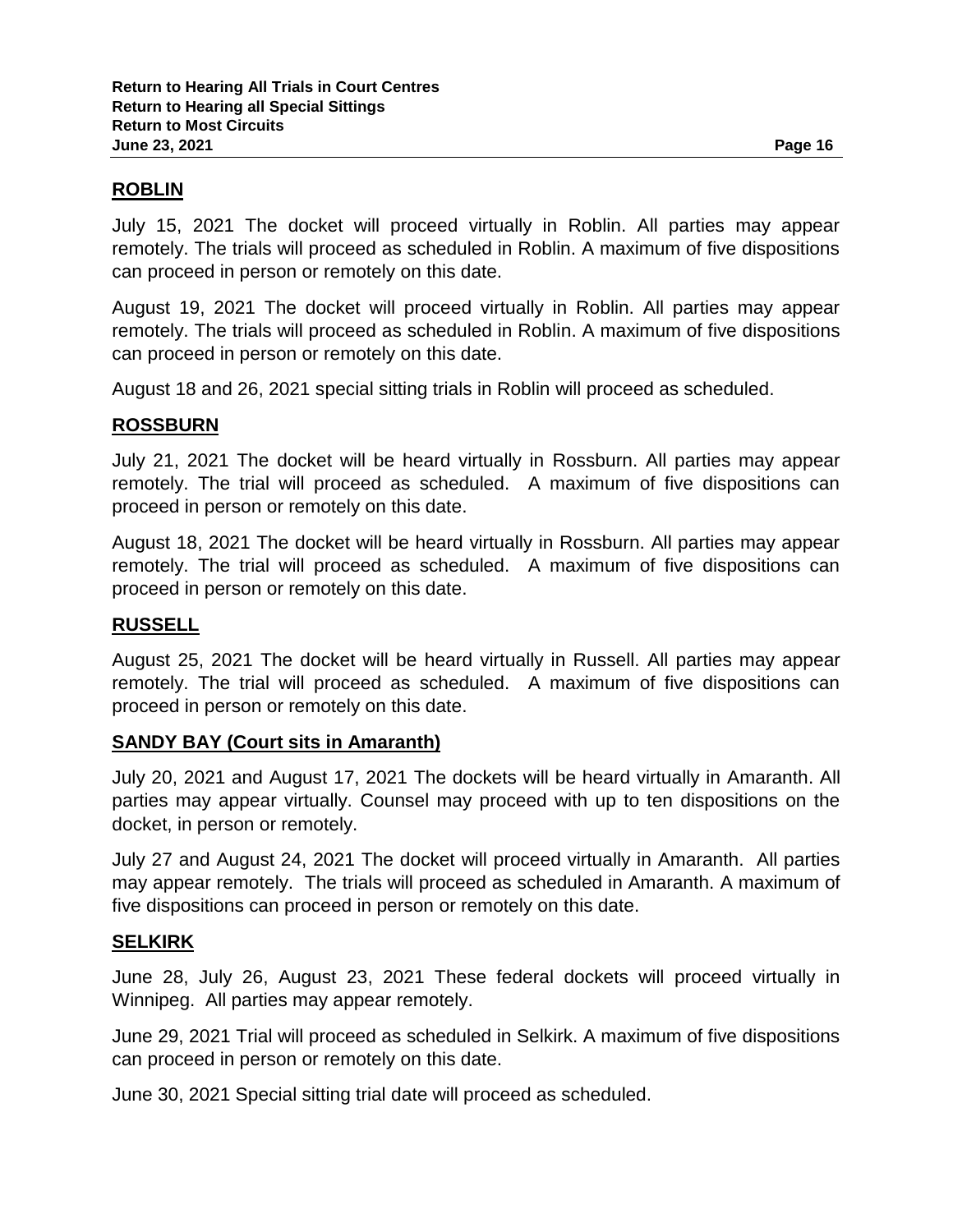## ROBLIN

July 15, 2021 The docket will proceed virtually in Roblin. All parties may appear remotely. The trials will proceed as scheduled in Roblin. A maximum of five dispositions can proceed in person or remotely on this date.

August 19, 2021 The docket will proceed virtually in Roblin. All parties may appear remotely. The trials will proceed as scheduled in Roblin. A maximum of five dispositions can proceed in person or remotely on this date.

August 18 and 26, 2021 special sitting trials in Roblin will proceed as scheduled.

## ROSSBURN

July 21, 2021 The docket will be heard virtually in Rossburn. All parties may appear remotely. The trial will proceed as scheduled. A maximum of five dispositions can proceed in person or remotely on this date.

August 18, 2021 The docket will be heard virtually in Rossburn. All parties may appear remotely. The trial will proceed as scheduled. A maximum of five dispositions can proceed in person or remotely on this date.

## RUSSELL

August 25, 2021 The docket will be heard virtually in Russell. All parties may appear remotely. The trial will proceed as scheduled. A maximum of five dispositions can proceed in person or remotely on this date.

## SANDY BAY (Court sits in Amaranth)

July 20, 2021 and August 17, 2021 The dockets will be heard virtually in Amaranth. All parties may appear virtually. Counsel may proceed with up to ten dispositions on the docket, in person or remotely.

July 27 and August 24, 2021 The docket will proceed virtually in Amaranth. All parties may appear remotely. The trials will proceed as scheduled in Amaranth. A maximum of five dispositions can proceed in person or remotely on this date.

## SELKIRK

June 28, July 26, August 23, 2021 These federal dockets will proceed virtually in Winnipeg. All parties may appear remotely.

June 29, 2021 Trial will proceed as scheduled in Selkirk. A maximum of five dispositions can proceed in person or remotely on this date.

June 30, 2021 Special sitting trial date will proceed as scheduled.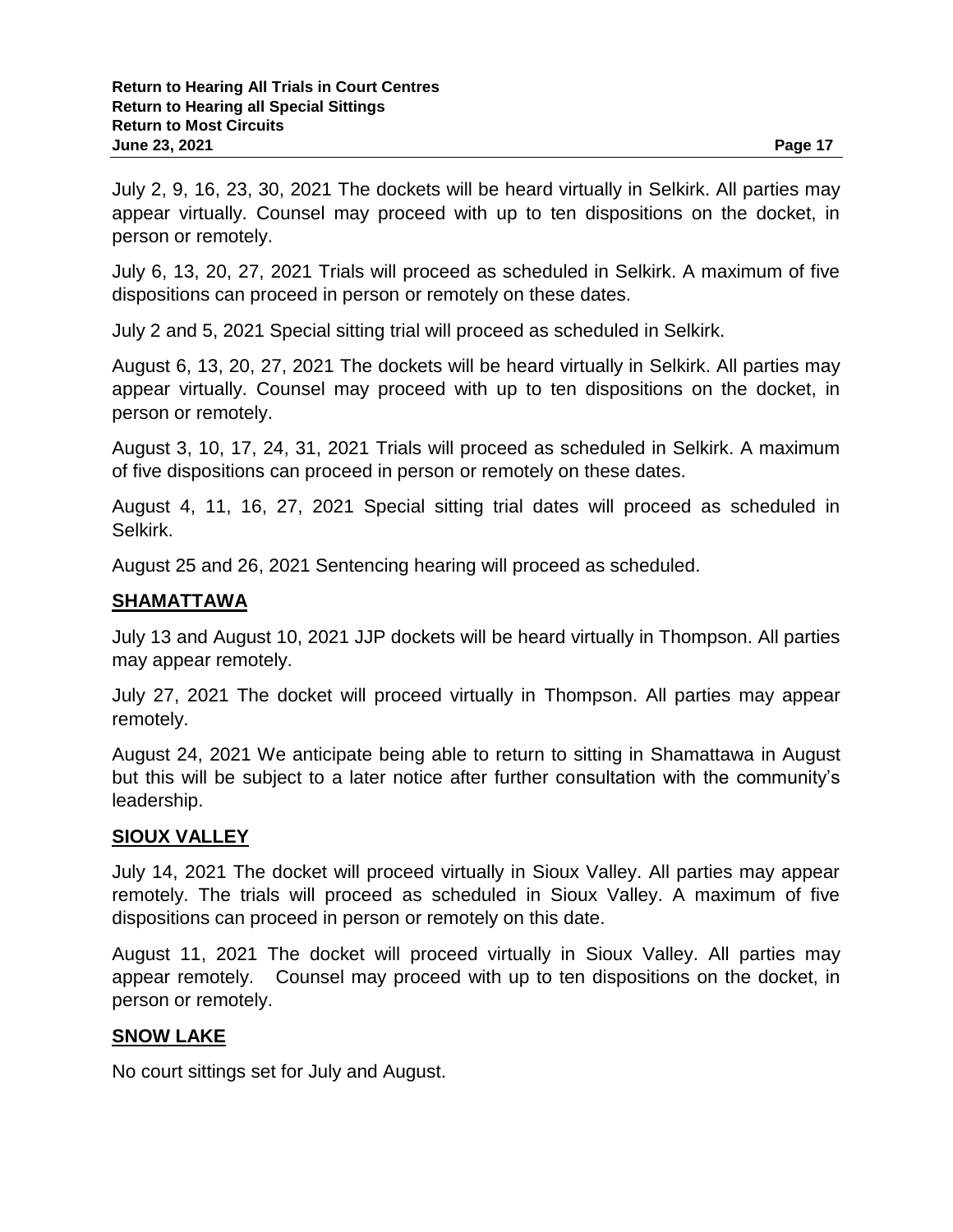July 2, 9, 16, 23, 30, 2021 The dockets will be heard virtually in Selkirk. All parties may appear virtually. Counsel may proceed with up to ten dispositions on the docket, in person or remotely.

July 6, 13, 20, 27, 2021 Trials will proceed as scheduled in Selkirk. A maximum of five dispositions can proceed in person or remotely on these dates.

July 2 and 5, 2021 Special sitting trial will proceed as scheduled in Selkirk.

August 6, 13, 20, 27, 2021 The dockets will be heard virtually in Selkirk. All parties may appear virtually. Counsel may proceed with up to ten dispositions on the docket, in person or remotely.

August 3, 10, 17, 24, 31, 2021 Trials will proceed as scheduled in Selkirk. A maximum of five dispositions can proceed in person or remotely on these dates.

August 4, 11, 16, 27, 2021 Special sitting trial dates will proceed as scheduled in Selkirk.

August 25 and 26, 2021 Sentencing hearing will proceed as scheduled.

## **SHAMATTAWA**

July 13 and August 10, 2021 JJP dockets will be heard virtually in Thompson. All parties may appear remotely.

July 27, 2021 The docket will proceed virtually in Thompson. All parties may appear remotely.

August 24, 2021 We anticipate being able to return to sitting in Shamattawa in August but this will be subject to a later notice after further consultation with the community's leadership.

## **SIOUX VALLEY**

July 14, 2021 The docket will proceed virtually in Sioux Valley. All parties may appear remotely. The trials will proceed as scheduled in Sioux Valley. A maximum of five dispositions can proceed in person or remotely on this date.

August 11, 2021 The docket will proceed virtually in Sioux Valley. All parties may appear remotely. Counsel may proceed with up to ten dispositions on the docket, in person or remotely.

## **SNOW LAKE**

No court sittings set for July and August.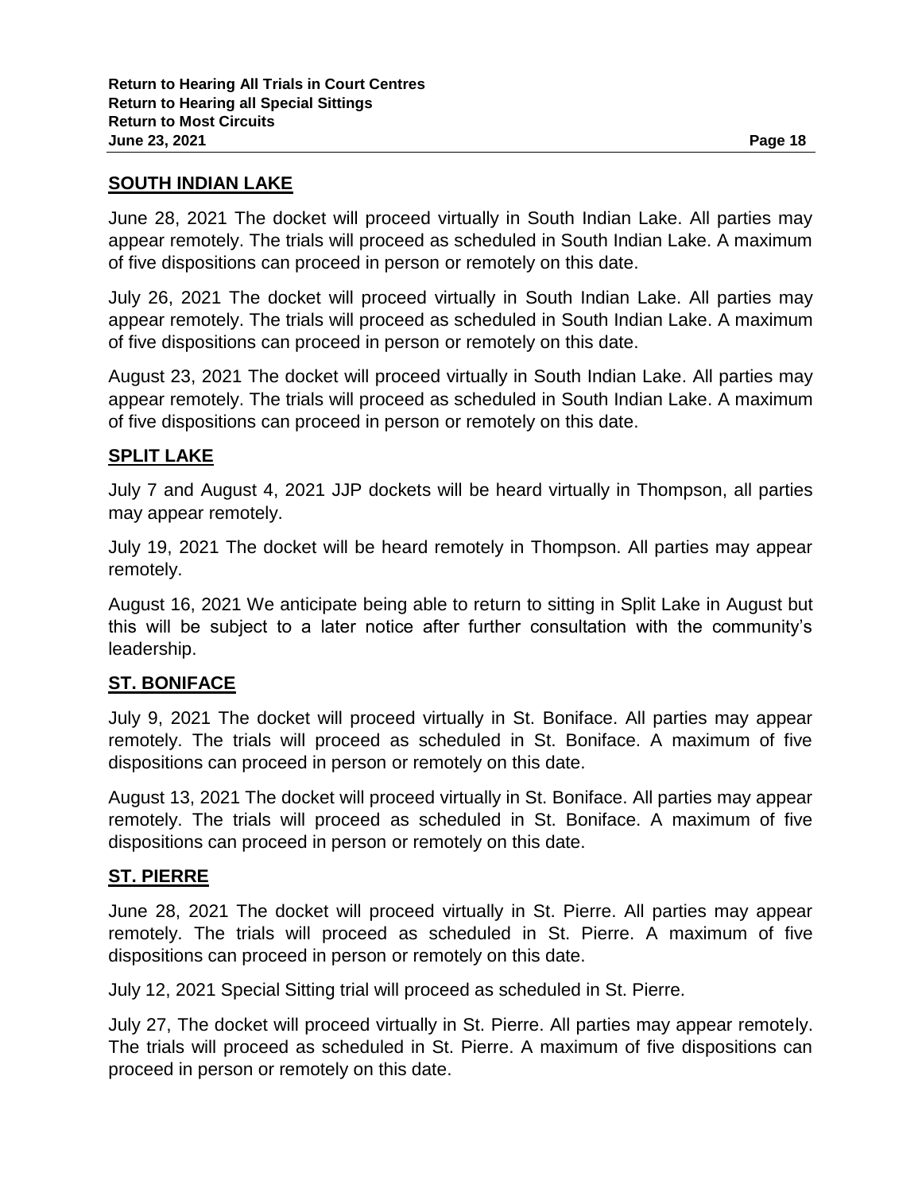## SOUTH INDIAN LAKE

June 28, 2021 The docket will proceed virtually in South Indian Lake. All parties may appear remotely. The trials will proceed as scheduled in South Indian Lake. A maximum of five dispositions can proceed in person or remotely on this date.

July 26, 2021 The docket will proceed virtually in South Indian Lake. All parties may appear remotely. The trials will proceed as scheduled in South Indian Lake. A maximum of five dispositions can proceed in person or remotely on this date.

August 23, 2021 The docket will proceed virtually in South Indian Lake. All parties may appear remotely. The trials will proceed as scheduled in South Indian Lake. A maximum of five dispositions can proceed in person or remotely on this date.

## SPLIT LAKE

July 7 and August 4, 2021 JJP dockets will be heard virtually in Thompson, all parties may appear remotely.

July 19, 2021 The docket will be heard remotely in Thompson. All parties may appear remotely.

August 16, 2021 We anticipate being able to return to sitting in Split Lake in August but this will be subject to a later notice after further consultation with the community's leadership.

## ST. BONIFACE

July 9, 2021 The docket will proceed virtually in St. Boniface. All parties may appear remotely. The trials will proceed as scheduled in St. Boniface. A maximum of five dispositions can proceed in person or remotely on this date.

August 13, 2021 The docket will proceed virtually in St. Boniface. All parties may appear remotely. The trials will proceed as scheduled in St. Boniface. A maximum of five dispositions can proceed in person or remotely on this date.

## ST. PIERRE

June 28, 2021 The docket will proceed virtually in St. Pierre. All parties may appear remotely. The trials will proceed as scheduled in St. Pierre. A maximum of five dispositions can proceed in person or remotely on this date.

July 12, 2021 Special Sitting trial will proceed as scheduled in St. Pierre.

July 27, The docket will proceed virtually in St. Pierre. All parties may appear remotely. The trials will proceed as scheduled in St. Pierre. A maximum of five dispositions can proceed in person or remotely on this date.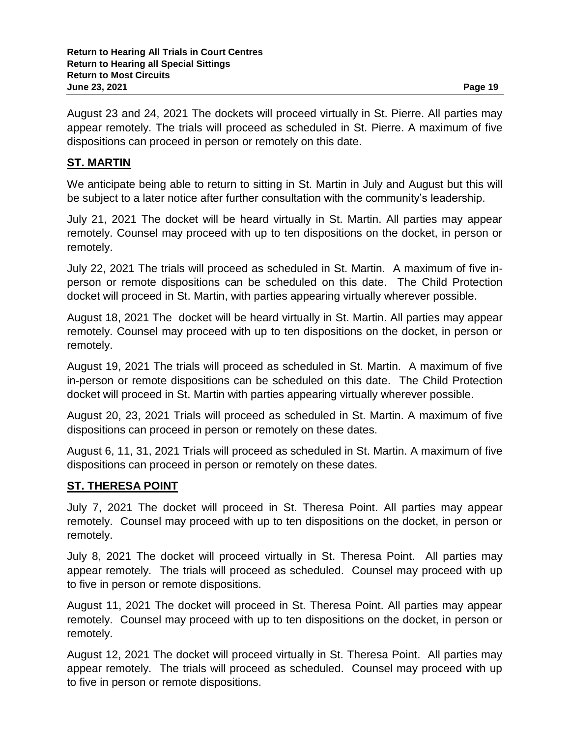August 23 and 24, 2021 The dockets will proceed virtually in St. Pierre. All parties may appear remotely. The trials will proceed as scheduled in St. Pierre. A maximum of five dispositions can proceed in person or remotely on this date.

## ST. MARTIN

We anticipate being able to return to sitting in St. Martin in July and August but this will be subject to a later notice after further consultation with the community's leadership.

July 21, 2021 The docket will be heard virtually in St. Martin. All parties may appear remotely. Counsel may proceed with up to ten dispositions on the docket, in person or remotely.

July 22, 2021 The trials will proceed as scheduled in St. Martin. A maximum of five in-person or remote dispositions can be scheduled on this date. The Child Protection docket will proceed in St. Martin, with parties appearing virtually wherever possible.

August 18, 2021 The docket will be heard virtually in St. Martin. All parties may appear remotely. Counsel may proceed with up to ten dispositions on the docket, in person or remotely.

August 19, 2021 The trials will proceed as scheduled in St. Martin. A maximum of five in-person or remote dispositions can be scheduled on this date. The Child Protection docket will proceed in St. Martin with parties appearing virtually wherever possible.

August 20, 23, 2021 Trials will proceed as scheduled in St. Martin. A maximum of five dispositions can proceed in person or remotely on these dates.

August 6, 11, 31, 2021 Trials will proceed as scheduled in St. Martin. A maximum of five dispositions can proceed in person or remotely on these dates.

## ST. THERESA POINT

July 7, 2021 The docket will proceed in St. Theresa Point. All parties may appear remotely. Counsel may proceed with up to ten dispositions on the docket, in person or remotely.

July 8, 2021 The docket will proceed virtually in St. Theresa Point. All parties may appear remotely. The trials will proceed as scheduled. Counsel may proceed with up to five in person or remote dispositions.

August 11, 2021 The docket will proceed in St. Theresa Point. All parties may appear remotely. Counsel may proceed with up to ten dispositions on the docket, in person or remotely.

August 12, 2021 The docket will proceed virtually in St. Theresa Point. All parties may appear remotely. The trials will proceed as scheduled. Counsel may proceed with up to five in person or remote dispositions.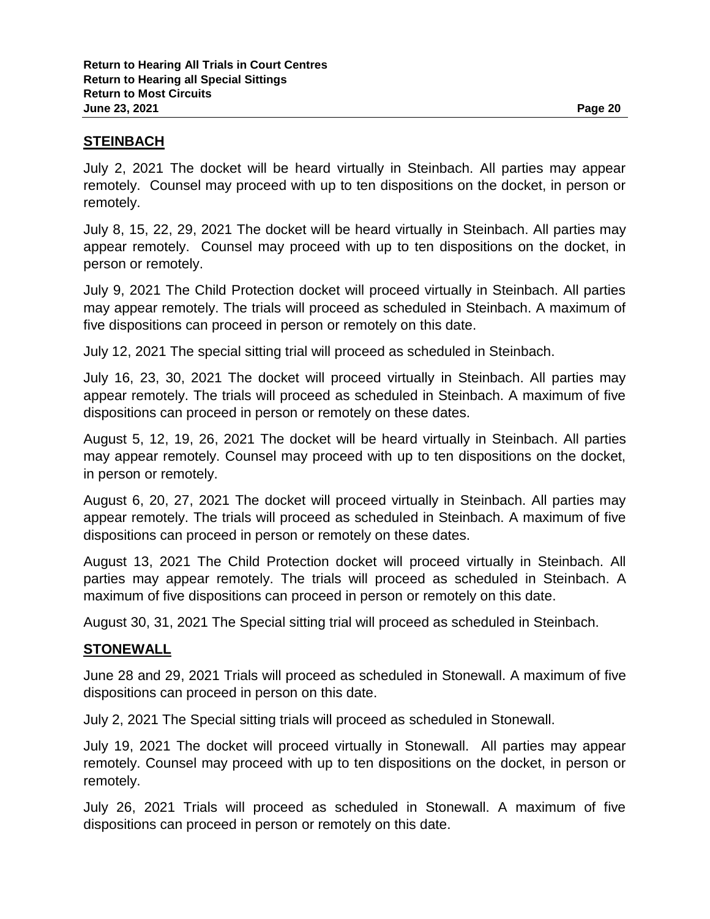## STEINBACH

July 2, 2021 The docket will be heard virtually in Steinbach. All parties may appear remotely. Counsel may proceed with up to ten dispositions on the docket, in person or remotely.

July 8, 15, 22, 29, 2021 The docket will be heard virtually in Steinbach. All parties may appear remotely. Counsel may proceed with up to ten dispositions on the docket, in person or remotely.

July 9, 2021 The Child Protection docket will proceed virtually in Steinbach. All parties may appear remotely. The trials will proceed as scheduled in Steinbach. A maximum of five dispositions can proceed in person or remotely on this date.

July 12, 2021 The special sitting trial will proceed as scheduled in Steinbach.

July 16, 23, 30, 2021 The docket will proceed virtually in Steinbach. All parties may appear remotely. The trials will proceed as scheduled in Steinbach. A maximum of five dispositions can proceed in person or remotely on these dates.

August 5, 12, 19, 26, 2021 The docket will be heard virtually in Steinbach. All parties may appear remotely. Counsel may proceed with up to ten dispositions on the docket, in person or remotely.

August 6, 20, 27, 2021 The docket will proceed virtually in Steinbach. All parties may appear remotely. The trials will proceed as scheduled in Steinbach. A maximum of five dispositions can proceed in person or remotely on these dates.

August 13, 2021 The Child Protection docket will proceed virtually in Steinbach. All parties may appear remotely. The trials will proceed as scheduled in Steinbach. A maximum of five dispositions can proceed in person or remotely on this date.

August 30, 31, 2021 The Special sitting trial will proceed as scheduled in Steinbach.

## STONEWALL

June 28 and 29, 2021 Trials will proceed as scheduled in Stonewall. A maximum of five dispositions can proceed in person on this date.

July 2, 2021 The Special sitting trials will proceed as scheduled in Stonewall.

July 19, 2021 The docket will proceed virtually in Stonewall. All parties may appear remotely. Counsel may proceed with up to ten dispositions on the docket, in person or remotely.

July 26, 2021 Trials will proceed as scheduled in Stonewall. A maximum of five dispositions can proceed in person or remotely on this date.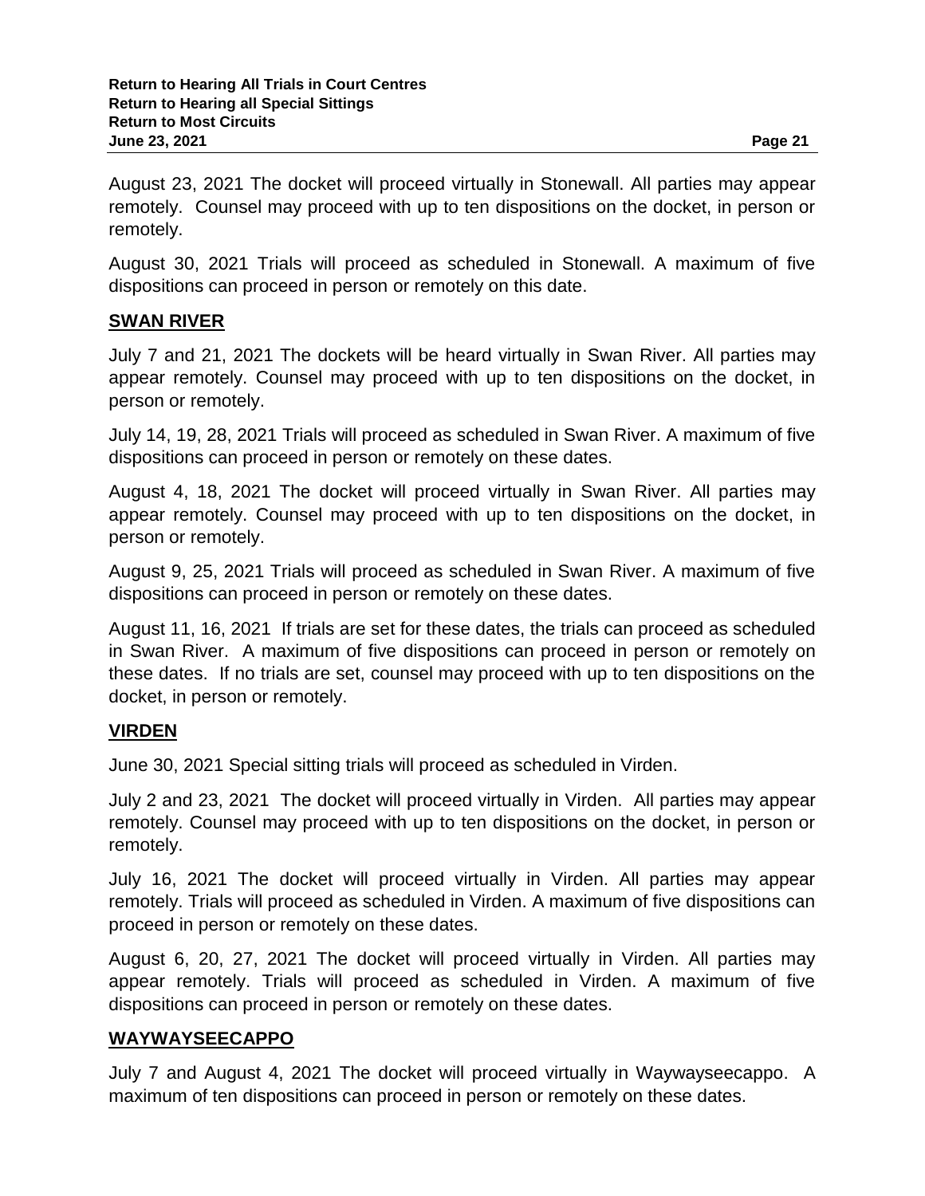August 23, 2021 The docket will proceed virtually in Stonewall. All parties may appear remotely. Counsel may proceed with up to ten dispositions on the docket, in person or remotely.

August 30, 2021 Trials will proceed as scheduled in Stonewall. A maximum of five dispositions can proceed in person or remotely on this date.

## SWAN RIVER

July 7 and 21, 2021 The dockets will be heard virtually in Swan River. All parties may appear remotely. Counsel may proceed with up to ten dispositions on the docket, in person or remotely.

July 14, 19, 28, 2021 Trials will proceed as scheduled in Swan River. A maximum of five dispositions can proceed in person or remotely on these dates.

August 4, 18, 2021 The docket will proceed virtually in Swan River. All parties may appear remotely. Counsel may proceed with up to ten dispositions on the docket, in person or remotely.

August 9, 25, 2021 Trials will proceed as scheduled in Swan River. A maximum of five dispositions can proceed in person or remotely on these dates.

August 11, 16, 2021 If trials are set for these dates, the trials can proceed as scheduled in Swan River. A maximum of five dispositions can proceed in person or remotely on these dates. If no trials are set, counsel may proceed with up to ten dispositions on the docket, in person or remotely.

## VIRDEN

June 30, 2021 Special sitting trials will proceed as scheduled in Virden.

July 2 and 23, 2021 The docket will proceed virtually in Virden. All parties may appear remotely. Counsel may proceed with up to ten dispositions on the docket, in person or remotely.

July 16, 2021 The docket will proceed virtually in Virden. All parties may appear remotely. Trials will proceed as scheduled in Virden. A maximum of five dispositions can proceed in person or remotely on these dates.

August 6, 20, 27, 2021 The docket will proceed virtually in Virden. All parties may appear remotely. Trials will proceed as scheduled in Virden. A maximum of five dispositions can proceed in person or remotely on these dates.

## WAYWAYSEECAPPO

July 7 and August 4, 2021 The docket will proceed virtually in Waywayseecappo. A maximum of ten dispositions can proceed in person or remotely on these dates.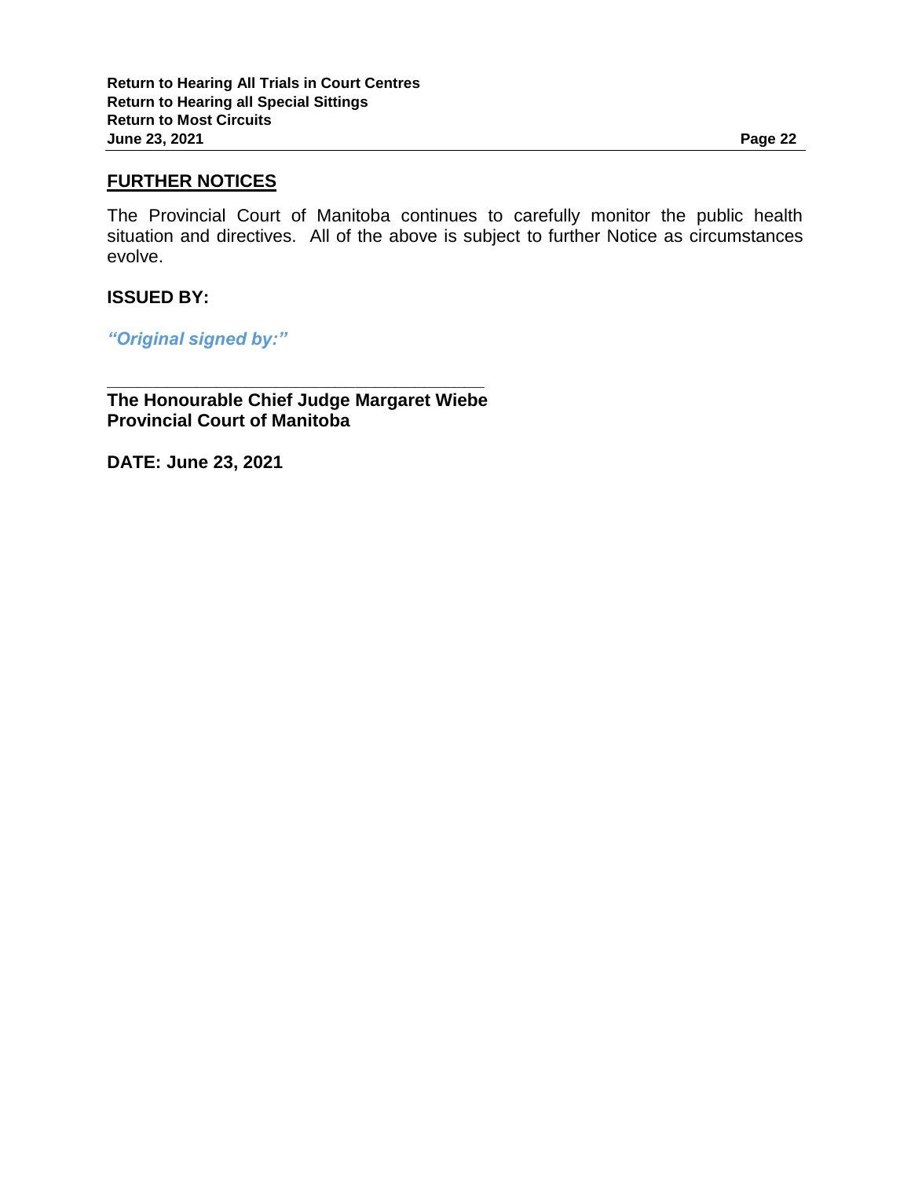## FURTHER NOTICES

The Provincial Court of Manitoba continues to carefully monitor the public health situation and directives. All of the above is subject to further Notice as circumstances evolve.

**ISSUED BY:**

***"Original signed by:"***

\_\_\_\_\_\_\_\_\_\_\_\_\_\_\_\_\_\_\_\_\_\_\_\_\_\_\_\_\_\_\_\_\_\_\_\_\_\_\_\_

**The Honourable Chief Judge Margaret Wiebe**
**Provincial Court of Manitoba**

**DATE: June 23, 2021**